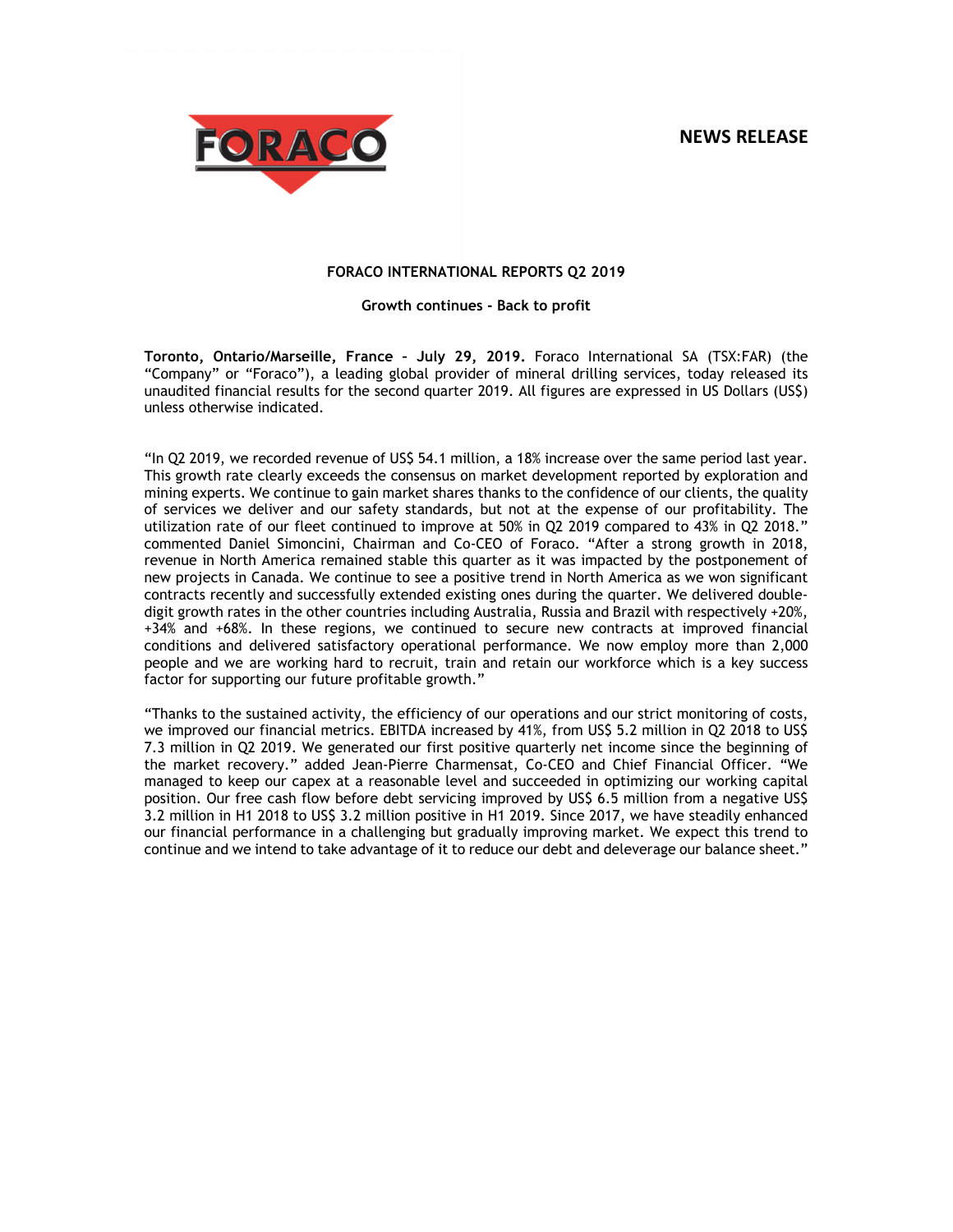**NEWS RELEASE**

# FORACO INTERNATIONAL REPORTS Q2 2019

**Growth continues - Back to profit**

**Toronto, Ontario/Marseille, France – July 29, 2019.** Foraco International SA (TSX:FAR) (the "Company" or "Foraco"), a leading global provider of mineral drilling services, today released its unaudited financial results for the second quarter 2019. All figures are expressed in US Dollars (US$) unless otherwise indicated.

"In Q2 2019, we recorded revenue of US$ 54.1 million, a 18% increase over the same period last year. This growth rate clearly exceeds the consensus on market development reported by exploration and mining experts. We continue to gain market shares thanks to the confidence of our clients, the quality of services we deliver and our safety standards, but not at the expense of our profitability. The utilization rate of our fleet continued to improve at 50% in Q2 2019 compared to 43% in Q2 2018." commented Daniel Simoncini, Chairman and Co-CEO of Foraco. "After a strong growth in 2018, revenue in North America remained stable this quarter as it was impacted by the postponement of new projects in Canada. We continue to see a positive trend in North America as we won significant contracts recently and successfully extended existing ones during the quarter. We delivered double-digit growth rates in the other countries including Australia, Russia and Brazil with respectively +20%, +34% and +68%. In these regions, we continued to secure new contracts at improved financial conditions and delivered satisfactory operational performance. We now employ more than 2,000 people and we are working hard to recruit, train and retain our workforce which is a key success factor for supporting our future profitable growth."

"Thanks to the sustained activity, the efficiency of our operations and our strict monitoring of costs, we improved our financial metrics. EBITDA increased by 41%, from US$ 5.2 million in Q2 2018 to US$ 7.3 million in Q2 2019. We generated our first positive quarterly net income since the beginning of the market recovery." added Jean-Pierre Charmensat, Co-CEO and Chief Financial Officer. "We managed to keep our capex at a reasonable level and succeeded in optimizing our working capital position. Our free cash flow before debt servicing improved by US$ 6.5 million from a negative US$ 3.2 million in H1 2018 to US$ 3.2 million positive in H1 2019. Since 2017, we have steadily enhanced our financial performance in a challenging but gradually improving market. We expect this trend to continue and we intend to take advantage of it to reduce our debt and deleverage our balance sheet."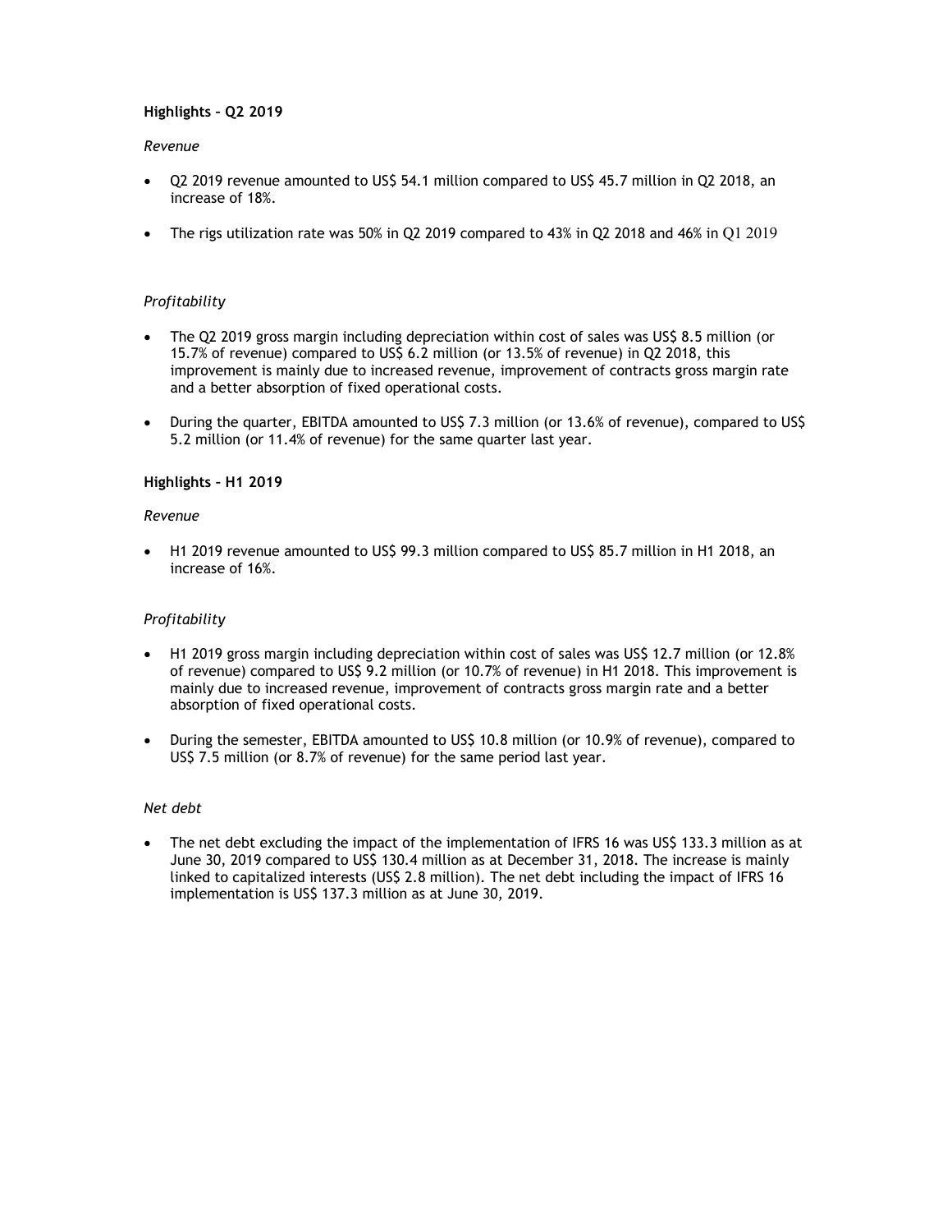**Highlights – Q2 2019**

*Revenue*

- Q2 2019 revenue amounted to US$ 54.1 million compared to US$ 45.7 million in Q2 2018, an increase of 18%.
- The rigs utilization rate was 50% in Q2 2019 compared to 43% in Q2 2018 and 46% in Q1 2019

*Profitability*

- The Q2 2019 gross margin including depreciation within cost of sales was US$ 8.5 million (or 15.7% of revenue) compared to US$ 6.2 million (or 13.5% of revenue) in Q2 2018, this improvement is mainly due to increased revenue, improvement of contracts gross margin rate and a better absorption of fixed operational costs.
- During the quarter, EBITDA amounted to US$ 7.3 million (or 13.6% of revenue), compared to US$ 5.2 million (or 11.4% of revenue) for the same quarter last year.

**Highlights – H1 2019**

*Revenue*

- H1 2019 revenue amounted to US$ 99.3 million compared to US$ 85.7 million in H1 2018, an increase of 16%.

*Profitability*

- H1 2019 gross margin including depreciation within cost of sales was US$ 12.7 million (or 12.8% of revenue) compared to US$ 9.2 million (or 10.7% of revenue) in H1 2018. This improvement is mainly due to increased revenue, improvement of contracts gross margin rate and a better absorption of fixed operational costs.
- During the semester, EBITDA amounted to US$ 10.8 million (or 10.9% of revenue), compared to US$ 7.5 million (or 8.7% of revenue) for the same period last year.

*Net debt*

- The net debt excluding the impact of the implementation of IFRS 16 was US$ 133.3 million as at June 30, 2019 compared to US$ 130.4 million as at December 31, 2018. The increase is mainly linked to capitalized interests (US$ 2.8 million). The net debt including the impact of IFRS 16 implementation is US$ 137.3 million as at June 30, 2019.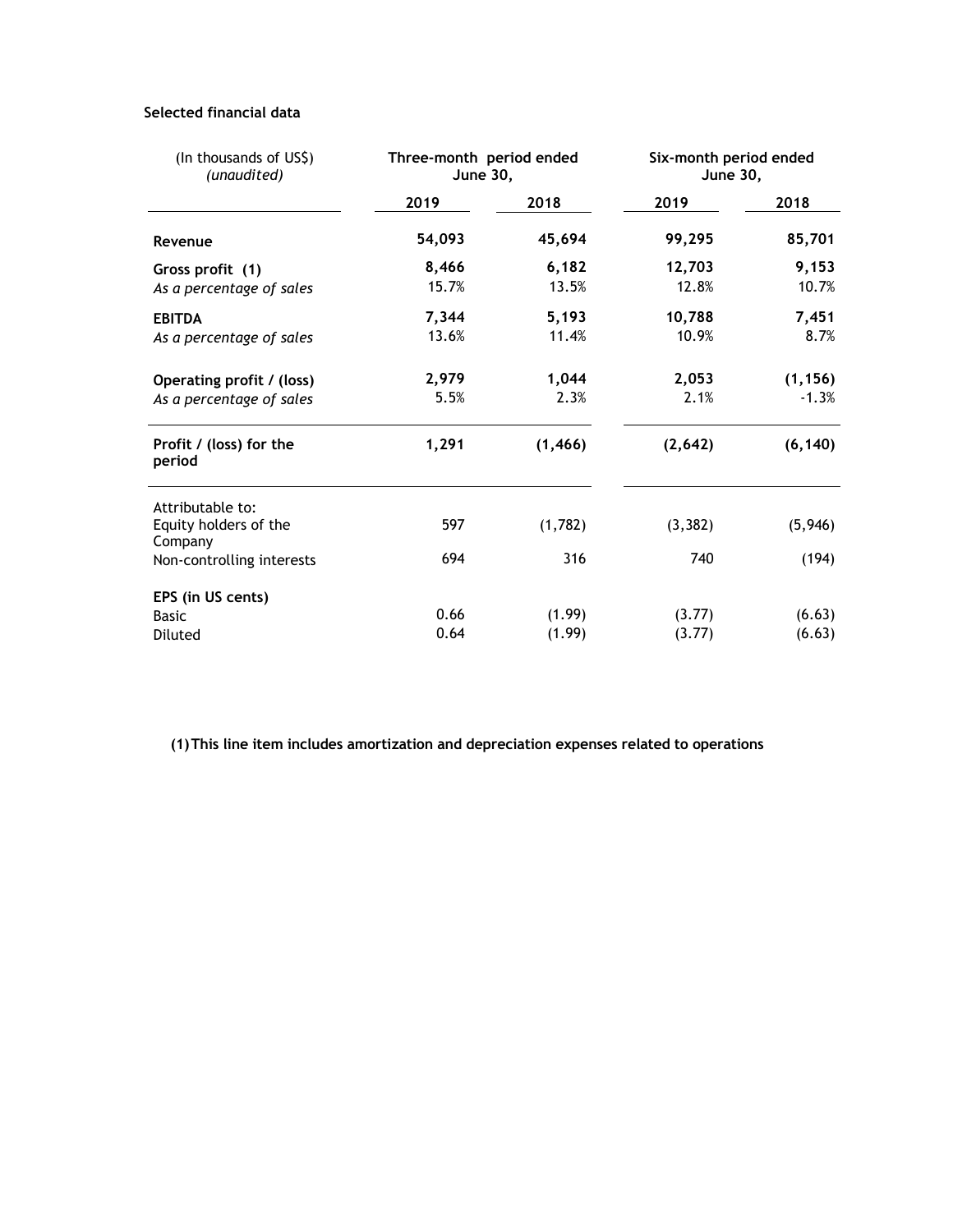**Selected financial data**

| (In thousands of US$) *(unaudited)* | Three-month period ended June 30, | | Six-month period ended June 30, | |
|---|---|---|---|---|
| | **2019** | **2018** | **2019** | **2018** |
| **Revenue** | **54,093** | **45,694** | **99,295** | **85,701** |
| **Gross profit (1)** | **8,466** | **6,182** | **12,703** | **9,153** |
| *As a percentage of sales* | 15.7% | 13.5% | 12.8% | 10.7% |
| **EBITDA** | **7,344** | **5,193** | **10,788** | **7,451** |
| *As a percentage of sales* | 13.6% | 11.4% | 10.9% | 8.7% |
| **Operating profit / (loss)** | **2,979** | **1,044** | **2,053** | **(1,156)** |
| *As a percentage of sales* | 5.5% | 2.3% | 2.1% | -1.3% |
| **Profit / (loss) for the period** | **1,291** | **(1,466)** | **(2,642)** | **(6,140)** |
| Attributable to: | | | | |
| Equity holders of the Company | 597 | (1,782) | (3,382) | (5,946) |
| Non-controlling interests | 694 | 316 | 740 | (194) |
| **EPS (in US cents)** | | | | |
| Basic | 0.66 | (1.99) | (3.77) | (6.63) |
| Diluted | 0.64 | (1.99) | (3.77) | (6.63) |

**(1) This line item includes amortization and depreciation expenses related to operations**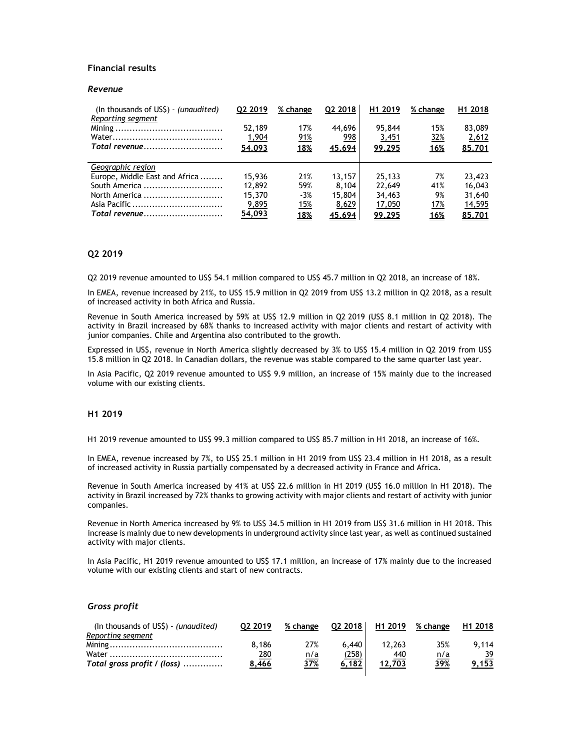## Financial results

### *Revenue*

| (In thousands of US$) - *(unaudited)* | Q2 2019 | % change | Q2 2018 | H1 2019 | % change | H1 2018 |
|---|---|---|---|---|---|---|
| *Reporting segment* | | | | | | |
| Mining | 52,189 | 17% | 44,696 | 95,844 | 15% | 83,089 |
| Water | 1,904 | 91% | 998 | 3,451 | 32% | 2,612 |
| *Total revenue* | 54,093 | 18% | 45,694 | 99,295 | 16% | 85,701 |
| *Geographic region* | | | | | | |
| Europe, Middle East and Africa | 15,936 | 21% | 13,157 | 25,133 | 7% | 23,423 |
| South America | 12,892 | 59% | 8,104 | 22,649 | 41% | 16,043 |
| North America | 15,370 | -3% | 15,804 | 34,463 | 9% | 31,640 |
| Asia Pacific | 9,895 | 15% | 8,629 | 17,050 | 17% | 14,595 |
| *Total revenue* | 54,093 | 18% | 45,694 | 99,295 | 16% | 85,701 |

### Q2 2019

Q2 2019 revenue amounted to US$ 54.1 million compared to US$ 45.7 million in Q2 2018, an increase of 18%.

In EMEA, revenue increased by 21%, to US$ 15.9 million in Q2 2019 from US$ 13.2 million in Q2 2018, as a result of increased activity in both Africa and Russia.

Revenue in South America increased by 59% at US$ 12.9 million in Q2 2019 (US$ 8.1 million in Q2 2018). The activity in Brazil increased by 68% thanks to increased activity with major clients and restart of activity with junior companies. Chile and Argentina also contributed to the growth.

Expressed in US$, revenue in North America slightly decreased by 3% to US$ 15.4 million in Q2 2019 from US$ 15.8 million in Q2 2018. In Canadian dollars, the revenue was stable compared to the same quarter last year.

In Asia Pacific, Q2 2019 revenue amounted to US$ 9.9 million, an increase of 15% mainly due to the increased volume with our existing clients.

### H1 2019

H1 2019 revenue amounted to US$ 99.3 million compared to US$ 85.7 million in H1 2018, an increase of 16%.

In EMEA, revenue increased by 7%, to US$ 25.1 million in H1 2019 from US$ 23.4 million in H1 2018, as a result of increased activity in Russia partially compensated by a decreased activity in France and Africa.

Revenue in South America increased by 41% at US$ 22.6 million in H1 2019 (US$ 16.0 million in H1 2018). The activity in Brazil increased by 72% thanks to growing activity with major clients and restart of activity with junior companies.

Revenue in North America increased by 9% to US$ 34.5 million in H1 2019 from US$ 31.6 million in H1 2018. This increase is mainly due to new developments in underground activity since last year, as well as continued sustained activity with major clients.

In Asia Pacific, H1 2019 revenue amounted to US$ 17.1 million, an increase of 17% mainly due to the increased volume with our existing clients and start of new contracts.

### *Gross profit*

| (In thousands of US$) - *(unaudited)* | Q2 2019 | % change | Q2 2018 | H1 2019 | % change | H1 2018 |
|---|---|---|---|---|---|---|
| *Reporting segment* | | | | | | |
| Mining | 8,186 | 27% | 6,440 | 12,263 | 35% | 9,114 |
| Water | 280 | n/a | (258) | 440 | n/a | 39 |
| *Total gross profit / (loss)* | 8,466 | 37% | 6,182 | 12,703 | 39% | 9,153 |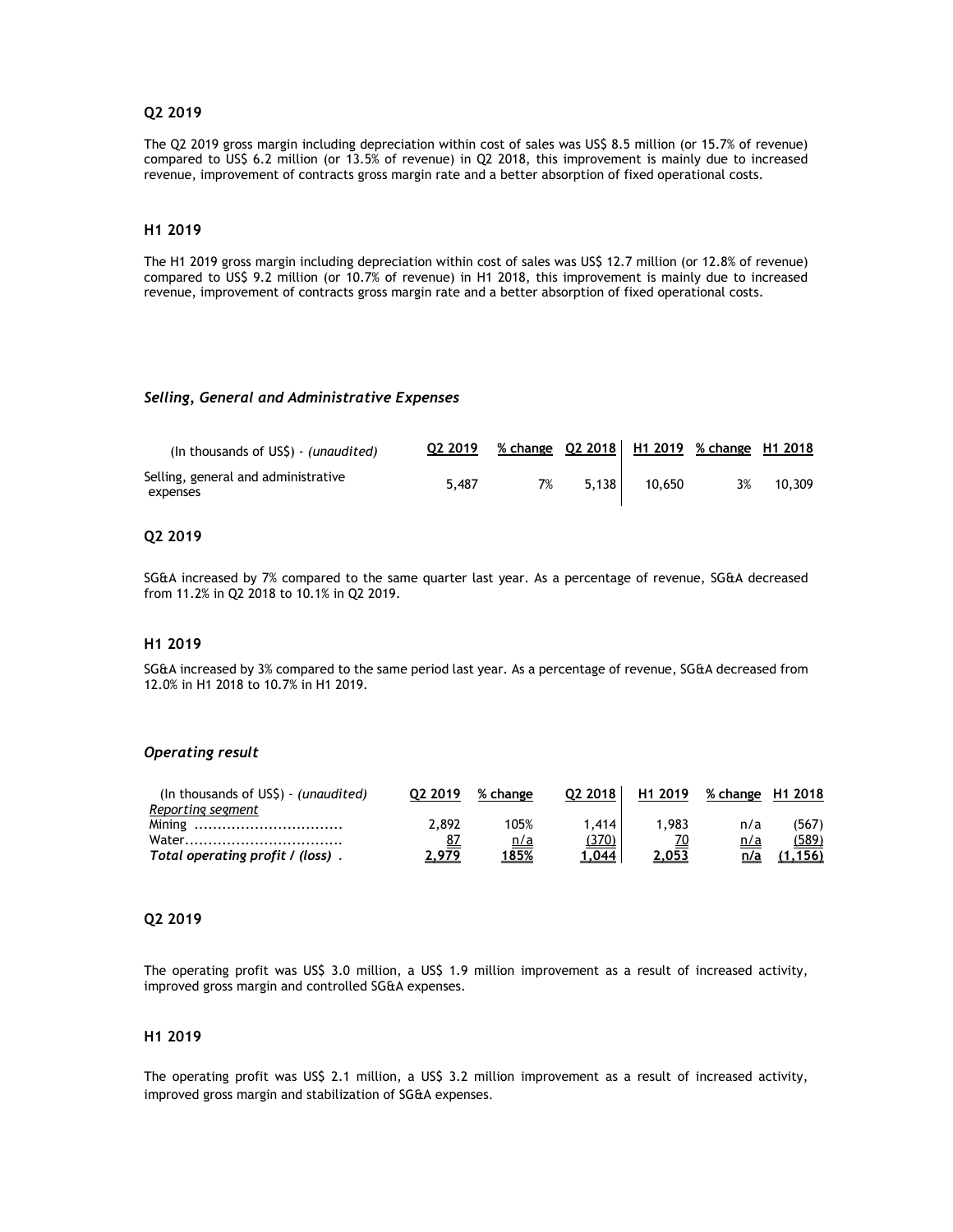### Q2 2019

The Q2 2019 gross margin including depreciation within cost of sales was US$ 8.5 million (or 15.7% of revenue) compared to US$ 6.2 million (or 13.5% of revenue) in Q2 2018, this improvement is mainly due to increased revenue, improvement of contracts gross margin rate and a better absorption of fixed operational costs.

### H1 2019

The H1 2019 gross margin including depreciation within cost of sales was US$ 12.7 million (or 12.8% of revenue) compared to US$ 9.2 million (or 10.7% of revenue) in H1 2018, this improvement is mainly due to increased revenue, improvement of contracts gross margin rate and a better absorption of fixed operational costs.

## *Selling, General and Administrative Expenses*

| (In thousands of US$) - *(unaudited)* | Q2 2019 | % change | Q2 2018 | H1 2019 | % change | H1 2018 |
|---|---|---|---|---|---|---|
| Selling, general and administrative expenses | 5,487 | 7% | 5,138 | 10,650 | 3% | 10,309 |

### Q2 2019

SG&A increased by 7% compared to the same quarter last year. As a percentage of revenue, SG&A decreased from 11.2% in Q2 2018 to 10.1% in Q2 2019.

### H1 2019

SG&A increased by 3% compared to the same period last year. As a percentage of revenue, SG&A decreased from 12.0% in H1 2018 to 10.7% in H1 2019.

## *Operating result*

| (In thousands of US$) - *(unaudited)* | Q2 2019 | % change | Q2 2018 | H1 2019 | % change | H1 2018 |
|---|---|---|---|---|---|---|
| Reporting segment | | | | | | |
| Mining ................................ | 2,892 | 105% | 1,414 | 1,983 | n/a | (567) |
| Water.................................. | 87 | n/a | (370) | 70 | n/a | (589) |
| ***Total operating profit / (loss)*** . | **2,979** | **185%** | **1,044** | **2,053** | **n/a** | **(1,156)** |

### Q2 2019

The operating profit was US$ 3.0 million, a US$ 1.9 million improvement as a result of increased activity, improved gross margin and controlled SG&A expenses.

### H1 2019

The operating profit was US$ 2.1 million, a US$ 3.2 million improvement as a result of increased activity, improved gross margin and stabilization of SG&A expenses.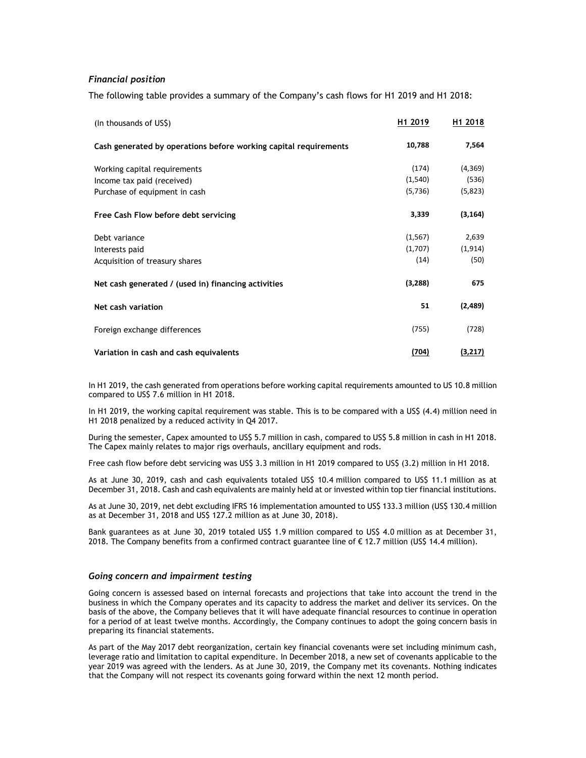### *Financial position*

The following table provides a summary of the Company's cash flows for H1 2019 and H1 2018:

| (In thousands of US$) | H1 2019 | H1 2018 |
|---|---|---|
| **Cash generated by operations before working capital requirements** | **10,788** | **7,564** |
| Working capital requirements | (174) | (4,369) |
| Income tax paid (received) | (1,540) | (536) |
| Purchase of equipment in cash | (5,736) | (5,823) |
| **Free Cash Flow before debt servicing** | **3,339** | **(3,164)** |
| Debt variance | (1,567) | 2,639 |
| Interests paid | (1,707) | (1,914) |
| Acquisition of treasury shares | (14) | (50) |
| **Net cash generated / (used in) financing activities** | **(3,288)** | **675** |
| **Net cash variation** | **51** | **(2,489)** |
| Foreign exchange differences | (755) | (728) |
| **Variation in cash and cash equivalents** | **(704)** | **(3,217)** |

In H1 2019, the cash generated from operations before working capital requirements amounted to US 10.8 million compared to US$ 7.6 million in H1 2018.

In H1 2019, the working capital requirement was stable. This is to be compared with a US$ (4.4) million need in H1 2018 penalized by a reduced activity in Q4 2017.

During the semester, Capex amounted to US$ 5.7 million in cash, compared to US$ 5.8 million in cash in H1 2018. The Capex mainly relates to major rigs overhauls, ancillary equipment and rods.

Free cash flow before debt servicing was US$ 3.3 million in H1 2019 compared to US$ (3.2) million in H1 2018.

As at June 30, 2019, cash and cash equivalents totaled US$ 10.4 million compared to US$ 11.1 million as at December 31, 2018. Cash and cash equivalents are mainly held at or invested within top tier financial institutions.

As at June 30, 2019, net debt excluding IFRS 16 implementation amounted to US$ 133.3 million (US$ 130.4 million as at December 31, 2018 and US$ 127.2 million as at June 30, 2018).

Bank guarantees as at June 30, 2019 totaled US$ 1.9 million compared to US$ 4.0 million as at December 31, 2018. The Company benefits from a confirmed contract guarantee line of € 12.7 million (US$ 14.4 million).

### *Going concern and impairment testing*

Going concern is assessed based on internal forecasts and projections that take into account the trend in the business in which the Company operates and its capacity to address the market and deliver its services. On the basis of the above, the Company believes that it will have adequate financial resources to continue in operation for a period of at least twelve months. Accordingly, the Company continues to adopt the going concern basis in preparing its financial statements.

As part of the May 2017 debt reorganization, certain key financial covenants were set including minimum cash, leverage ratio and limitation to capital expenditure. In December 2018, a new set of covenants applicable to the year 2019 was agreed with the lenders. As at June 30, 2019, the Company met its covenants. Nothing indicates that the Company will not respect its covenants going forward within the next 12 month period.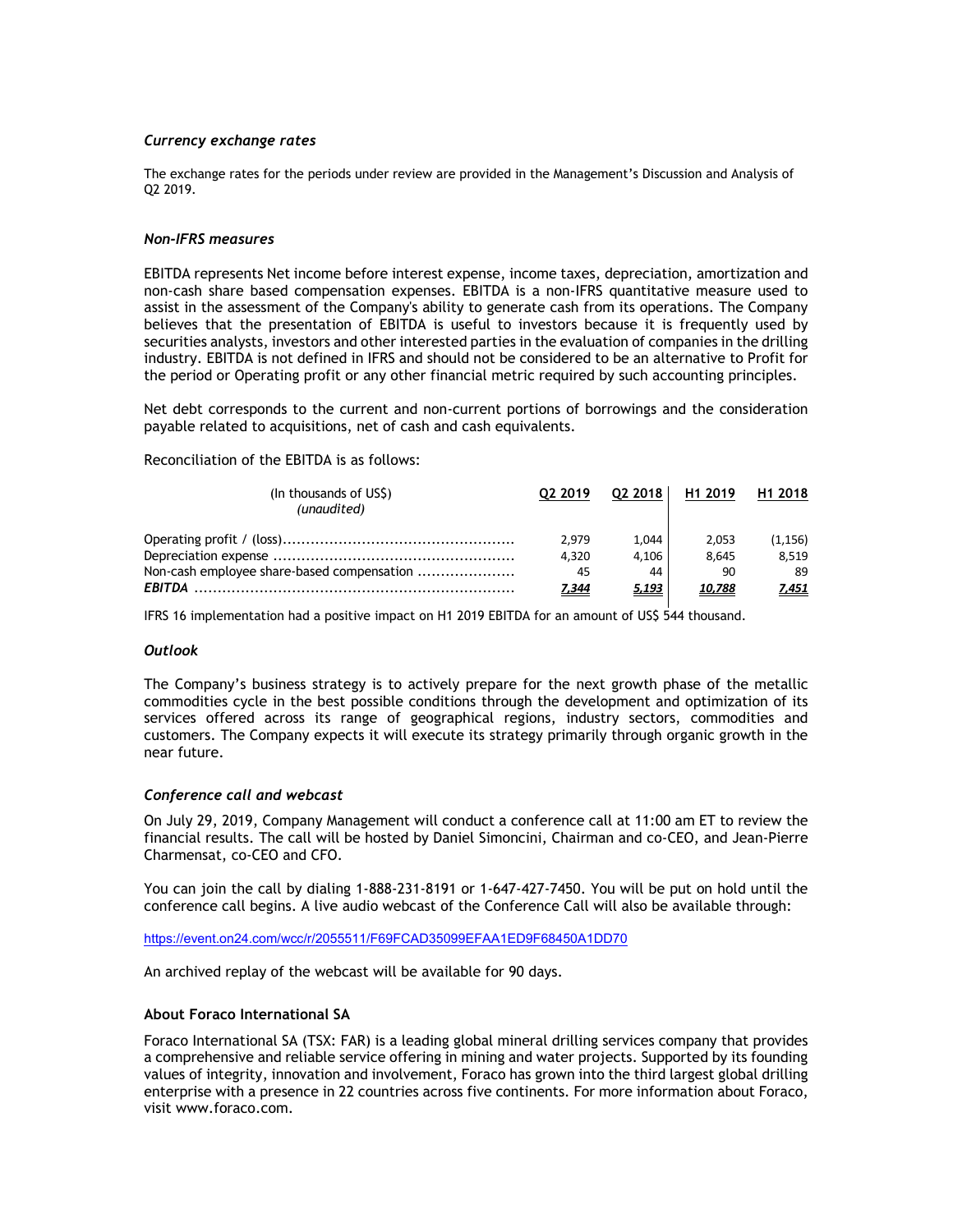### *Currency exchange rates*

The exchange rates for the periods under review are provided in the Management's Discussion and Analysis of Q2 2019.

### *Non-IFRS measures*

EBITDA represents Net income before interest expense, income taxes, depreciation, amortization and non-cash share based compensation expenses. EBITDA is a non-IFRS quantitative measure used to assist in the assessment of the Company's ability to generate cash from its operations. The Company believes that the presentation of EBITDA is useful to investors because it is frequently used by securities analysts, investors and other interested parties in the evaluation of companies in the drilling industry. EBITDA is not defined in IFRS and should not be considered to be an alternative to Profit for the period or Operating profit or any other financial metric required by such accounting principles.

Net debt corresponds to the current and non-current portions of borrowings and the consideration payable related to acquisitions, net of cash and cash equivalents.

Reconciliation of the EBITDA is as follows:

| (In thousands of US$) *(unaudited)* | Q2 2019 | Q2 2018 | H1 2019 | H1 2018 |
|---|---|---|---|---|
| Operating profit / (loss) | 2,979 | 1,044 | 2,053 | (1,156) |
| Depreciation expense | 4,320 | 4,106 | 8,645 | 8,519 |
| Non-cash employee share-based compensation | 45 | 44 | 90 | 89 |
| ***EBITDA*** | ***7,344*** | ***5,193*** | ***10,788*** | ***7,451*** |

IFRS 16 implementation had a positive impact on H1 2019 EBITDA for an amount of US$ 544 thousand.

### *Outlook*

The Company's business strategy is to actively prepare for the next growth phase of the metallic commodities cycle in the best possible conditions through the development and optimization of its services offered across its range of geographical regions, industry sectors, commodities and customers. The Company expects it will execute its strategy primarily through organic growth in the near future.

### *Conference call and webcast*

On July 29, 2019, Company Management will conduct a conference call at 11:00 am ET to review the financial results. The call will be hosted by Daniel Simoncini, Chairman and co-CEO, and Jean-Pierre Charmensat, co-CEO and CFO.

You can join the call by dialing 1-888-231-8191 or 1-647-427-7450. You will be put on hold until the conference call begins. A live audio webcast of the Conference Call will also be available through:

https://event.on24.com/wcc/r/2055511/F69FCAD35099EFAA1ED9F68450A1DD70

An archived replay of the webcast will be available for 90 days.

### **About Foraco International SA**

Foraco International SA (TSX: FAR) is a leading global mineral drilling services company that provides a comprehensive and reliable service offering in mining and water projects. Supported by its founding values of integrity, innovation and involvement, Foraco has grown into the third largest global drilling enterprise with a presence in 22 countries across five continents. For more information about Foraco, visit www.foraco.com.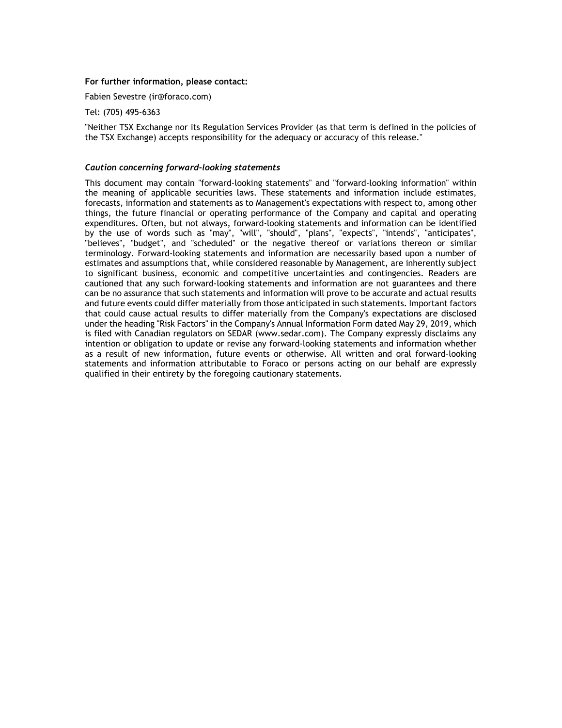**For further information, please contact:**

Fabien Sevestre (ir@foraco.com)

Tel: (705) 495-6363

"Neither TSX Exchange nor its Regulation Services Provider (as that term is defined in the policies of the TSX Exchange) accepts responsibility for the adequacy or accuracy of this release."

***Caution concerning forward-looking statements***

This document may contain "forward-looking statements" and "forward-looking information" within the meaning of applicable securities laws. These statements and information include estimates, forecasts, information and statements as to Management's expectations with respect to, among other things, the future financial or operating performance of the Company and capital and operating expenditures. Often, but not always, forward-looking statements and information can be identified by the use of words such as "may", "will", "should", "plans", "expects", "intends", "anticipates", "believes", "budget", and "scheduled" or the negative thereof or variations thereon or similar terminology. Forward-looking statements and information are necessarily based upon a number of estimates and assumptions that, while considered reasonable by Management, are inherently subject to significant business, economic and competitive uncertainties and contingencies. Readers are cautioned that any such forward-looking statements and information are not guarantees and there can be no assurance that such statements and information will prove to be accurate and actual results and future events could differ materially from those anticipated in such statements. Important factors that could cause actual results to differ materially from the Company's expectations are disclosed under the heading "Risk Factors" in the Company's Annual Information Form dated May 29, 2019, which is filed with Canadian regulators on SEDAR (www.sedar.com). The Company expressly disclaims any intention or obligation to update or revise any forward-looking statements and information whether as a result of new information, future events or otherwise. All written and oral forward-looking statements and information attributable to Foraco or persons acting on our behalf are expressly qualified in their entirety by the foregoing cautionary statements.